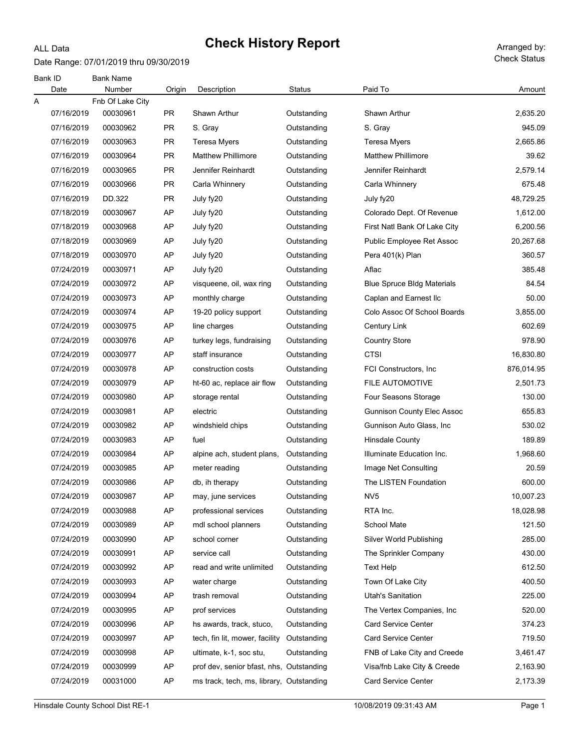ALL Data

# Check History Report

Date Range: 07/01/2019 thru 09/30/2019

Arranged by: Check Status

| Bank ID | Bank Name | | | | | |
|---|---|---|---|---|---|---|
| Date | Number | Origin | Description | Status | Paid To | Amount |
| A | Fnb Of Lake City | | | | | |
| 07/16/2019 | 00030961 | PR | Shawn Arthur | Outstanding | Shawn Arthur | 2,635.20 |
| 07/16/2019 | 00030962 | PR | S. Gray | Outstanding | S. Gray | 945.09 |
| 07/16/2019 | 00030963 | PR | Teresa Myers | Outstanding | Teresa Myers | 2,665.86 |
| 07/16/2019 | 00030964 | PR | Matthew Phillimore | Outstanding | Matthew Phillimore | 39.62 |
| 07/16/2019 | 00030965 | PR | Jennifer Reinhardt | Outstanding | Jennifer Reinhardt | 2,579.14 |
| 07/16/2019 | 00030966 | PR | Carla Whinnery | Outstanding | Carla Whinnery | 675.48 |
| 07/16/2019 | DD.322 | PR | July fy20 | Outstanding | July fy20 | 48,729.25 |
| 07/18/2019 | 00030967 | AP | July fy20 | Outstanding | Colorado Dept. Of Revenue | 1,612.00 |
| 07/18/2019 | 00030968 | AP | July fy20 | Outstanding | First Natl Bank Of Lake City | 6,200.56 |
| 07/18/2019 | 00030969 | AP | July fy20 | Outstanding | Public Employee Ret Assoc | 20,267.68 |
| 07/18/2019 | 00030970 | AP | July fy20 | Outstanding | Pera 401(k) Plan | 360.57 |
| 07/24/2019 | 00030971 | AP | July fy20 | Outstanding | Aflac | 385.48 |
| 07/24/2019 | 00030972 | AP | visqueene, oil, wax ring | Outstanding | Blue Spruce Bldg Materials | 84.54 |
| 07/24/2019 | 00030973 | AP | monthly charge | Outstanding | Caplan and Earnest llc | 50.00 |
| 07/24/2019 | 00030974 | AP | 19-20 policy support | Outstanding | Colo Assoc Of School Boards | 3,855.00 |
| 07/24/2019 | 00030975 | AP | line charges | Outstanding | Century Link | 602.69 |
| 07/24/2019 | 00030976 | AP | turkey legs, fundraising | Outstanding | Country Store | 978.90 |
| 07/24/2019 | 00030977 | AP | staff insurance | Outstanding | CTSI | 16,830.80 |
| 07/24/2019 | 00030978 | AP | construction costs | Outstanding | FCI Constructors, Inc | 876,014.95 |
| 07/24/2019 | 00030979 | AP | ht-60 ac, replace air flow | Outstanding | FILE AUTOMOTIVE | 2,501.73 |
| 07/24/2019 | 00030980 | AP | storage rental | Outstanding | Four Seasons Storage | 130.00 |
| 07/24/2019 | 00030981 | AP | electric | Outstanding | Gunnison County Elec Assoc | 655.83 |
| 07/24/2019 | 00030982 | AP | windshield chips | Outstanding | Gunnison Auto Glass, Inc | 530.02 |
| 07/24/2019 | 00030983 | AP | fuel | Outstanding | Hinsdale County | 189.89 |
| 07/24/2019 | 00030984 | AP | alpine ach, student plans, | Outstanding | Illuminate Education Inc. | 1,968.60 |
| 07/24/2019 | 00030985 | AP | meter reading | Outstanding | Image Net Consulting | 20.59 |
| 07/24/2019 | 00030986 | AP | db, ih therapy | Outstanding | The LISTEN Foundation | 600.00 |
| 07/24/2019 | 00030987 | AP | may, june services | Outstanding | NV5 | 10,007.23 |
| 07/24/2019 | 00030988 | AP | professional services | Outstanding | RTA Inc. | 18,028.98 |
| 07/24/2019 | 00030989 | AP | mdl school planners | Outstanding | School Mate | 121.50 |
| 07/24/2019 | 00030990 | AP | school corner | Outstanding | Silver World Publishing | 285.00 |
| 07/24/2019 | 00030991 | AP | service call | Outstanding | The Sprinkler Company | 430.00 |
| 07/24/2019 | 00030992 | AP | read and write unlimited | Outstanding | Text Help | 612.50 |
| 07/24/2019 | 00030993 | AP | water charge | Outstanding | Town Of Lake City | 400.50 |
| 07/24/2019 | 00030994 | AP | trash removal | Outstanding | Utah's Sanitation | 225.00 |
| 07/24/2019 | 00030995 | AP | prof services | Outstanding | The Vertex Companies, Inc | 520.00 |
| 07/24/2019 | 00030996 | AP | hs awards, track, stuco, | Outstanding | Card Service Center | 374.23 |
| 07/24/2019 | 00030997 | AP | tech, fin lit, mower, facility | Outstanding | Card Service Center | 719.50 |
| 07/24/2019 | 00030998 | AP | ultimate, k-1, soc stu, | Outstanding | FNB of Lake City and Creede | 3,461.47 |
| 07/24/2019 | 00030999 | AP | prof dev, senior bfast, nhs, | Outstanding | Visa/fnb Lake City & Creede | 2,163.90 |
| 07/24/2019 | 00031000 | AP | ms track, tech, ms, library, | Outstanding | Card Service Center | 2,173.39 |

Hinsdale County School Dist RE-1 — 10/08/2019 09:31:43 AM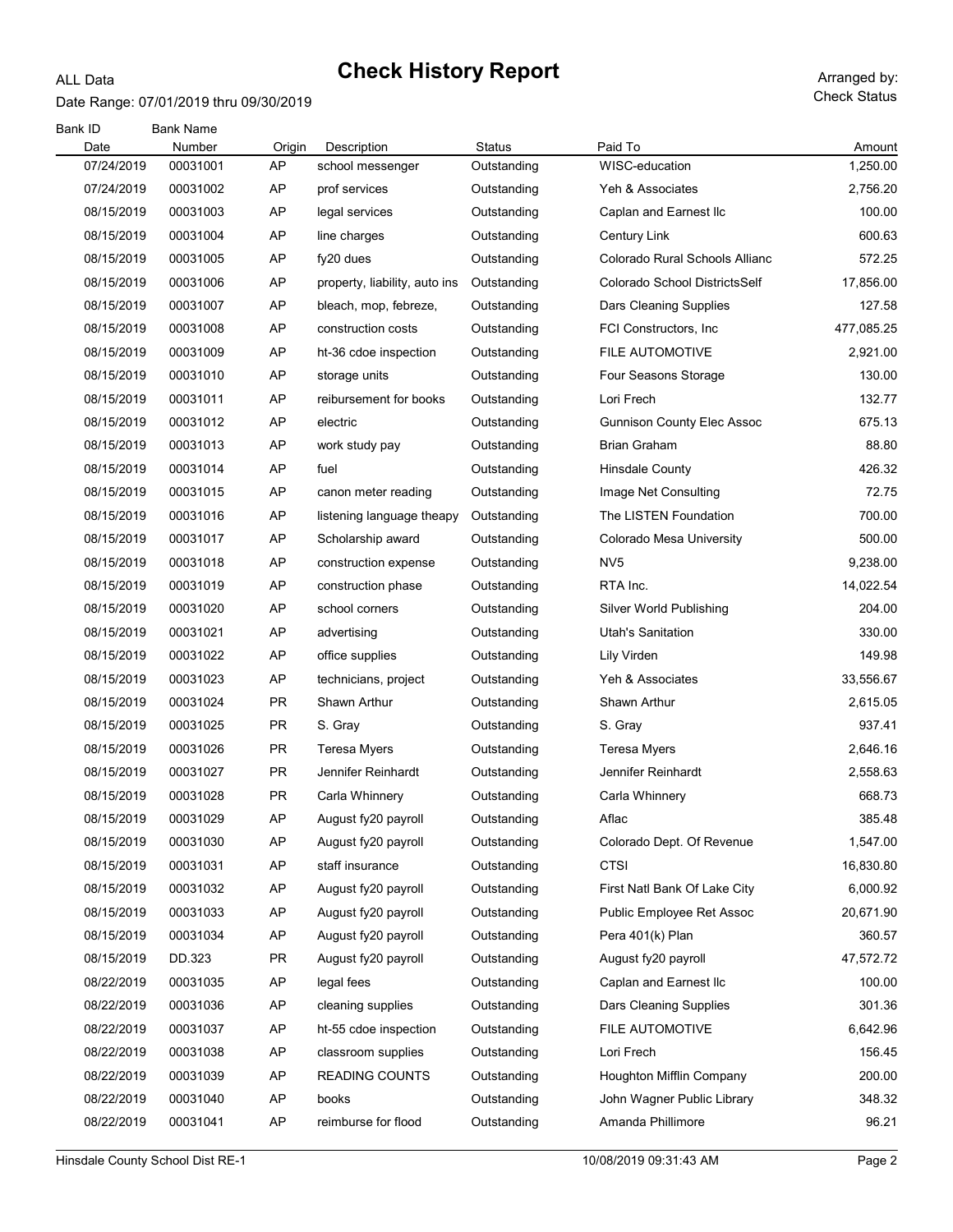# Check History Report

ALL Data

Date Range: 07/01/2019 thru 09/30/2019

Arranged by: Check Status

| Bank ID / Date | Bank Name / Number | Origin | Description | Status | Paid To | Amount |
|---|---|---|---|---|---|---|
| 07/24/2019 | 00031001 | AP | school messenger | Outstanding | WISC-education | 1,250.00 |
| 07/24/2019 | 00031002 | AP | prof services | Outstanding | Yeh & Associates | 2,756.20 |
| 08/15/2019 | 00031003 | AP | legal services | Outstanding | Caplan and Earnest llc | 100.00 |
| 08/15/2019 | 00031004 | AP | line charges | Outstanding | Century Link | 600.63 |
| 08/15/2019 | 00031005 | AP | fy20 dues | Outstanding | Colorado Rural Schools Allianc | 572.25 |
| 08/15/2019 | 00031006 | AP | property, liability, auto ins | Outstanding | Colorado School DistrictsSelf | 17,856.00 |
| 08/15/2019 | 00031007 | AP | bleach, mop, febreze, | Outstanding | Dars Cleaning Supplies | 127.58 |
| 08/15/2019 | 00031008 | AP | construction costs | Outstanding | FCI Constructors, Inc | 477,085.25 |
| 08/15/2019 | 00031009 | AP | ht-36 cdoe inspection | Outstanding | FILE AUTOMOTIVE | 2,921.00 |
| 08/15/2019 | 00031010 | AP | storage units | Outstanding | Four Seasons Storage | 130.00 |
| 08/15/2019 | 00031011 | AP | reibursement for books | Outstanding | Lori Frech | 132.77 |
| 08/15/2019 | 00031012 | AP | electric | Outstanding | Gunnison County Elec Assoc | 675.13 |
| 08/15/2019 | 00031013 | AP | work study pay | Outstanding | Brian Graham | 88.80 |
| 08/15/2019 | 00031014 | AP | fuel | Outstanding | Hinsdale County | 426.32 |
| 08/15/2019 | 00031015 | AP | canon meter reading | Outstanding | Image Net Consulting | 72.75 |
| 08/15/2019 | 00031016 | AP | listening language theapy | Outstanding | The LISTEN Foundation | 700.00 |
| 08/15/2019 | 00031017 | AP | Scholarship award | Outstanding | Colorado Mesa University | 500.00 |
| 08/15/2019 | 00031018 | AP | construction expense | Outstanding | NV5 | 9,238.00 |
| 08/15/2019 | 00031019 | AP | construction phase | Outstanding | RTA Inc. | 14,022.54 |
| 08/15/2019 | 00031020 | AP | school corners | Outstanding | Silver World Publishing | 204.00 |
| 08/15/2019 | 00031021 | AP | advertising | Outstanding | Utah's Sanitation | 330.00 |
| 08/15/2019 | 00031022 | AP | office supplies | Outstanding | Lily Virden | 149.98 |
| 08/15/2019 | 00031023 | AP | technicians, project | Outstanding | Yeh & Associates | 33,556.67 |
| 08/15/2019 | 00031024 | PR | Shawn Arthur | Outstanding | Shawn Arthur | 2,615.05 |
| 08/15/2019 | 00031025 | PR | S. Gray | Outstanding | S. Gray | 937.41 |
| 08/15/2019 | 00031026 | PR | Teresa Myers | Outstanding | Teresa Myers | 2,646.16 |
| 08/15/2019 | 00031027 | PR | Jennifer Reinhardt | Outstanding | Jennifer Reinhardt | 2,558.63 |
| 08/15/2019 | 00031028 | PR | Carla Whinnery | Outstanding | Carla Whinnery | 668.73 |
| 08/15/2019 | 00031029 | AP | August fy20 payroll | Outstanding | Aflac | 385.48 |
| 08/15/2019 | 00031030 | AP | August fy20 payroll | Outstanding | Colorado Dept. Of Revenue | 1,547.00 |
| 08/15/2019 | 00031031 | AP | staff insurance | Outstanding | CTSI | 16,830.80 |
| 08/15/2019 | 00031032 | AP | August fy20 payroll | Outstanding | First Natl Bank Of Lake City | 6,000.92 |
| 08/15/2019 | 00031033 | AP | August fy20 payroll | Outstanding | Public Employee Ret Assoc | 20,671.90 |
| 08/15/2019 | 00031034 | AP | August fy20 payroll | Outstanding | Pera 401(k) Plan | 360.57 |
| 08/15/2019 | DD.323 | PR | August fy20 payroll | Outstanding | August fy20 payroll | 47,572.72 |
| 08/22/2019 | 00031035 | AP | legal fees | Outstanding | Caplan and Earnest llc | 100.00 |
| 08/22/2019 | 00031036 | AP | cleaning supplies | Outstanding | Dars Cleaning Supplies | 301.36 |
| 08/22/2019 | 00031037 | AP | ht-55 cdoe inspection | Outstanding | FILE AUTOMOTIVE | 6,642.96 |
| 08/22/2019 | 00031038 | AP | classroom supplies | Outstanding | Lori Frech | 156.45 |
| 08/22/2019 | 00031039 | AP | READING COUNTS | Outstanding | Houghton Mifflin Company | 200.00 |
| 08/22/2019 | 00031040 | AP | books | Outstanding | John Wagner Public Library | 348.32 |
| 08/22/2019 | 00031041 | AP | reimburse for flood | Outstanding | Amanda Phillimore | 96.21 |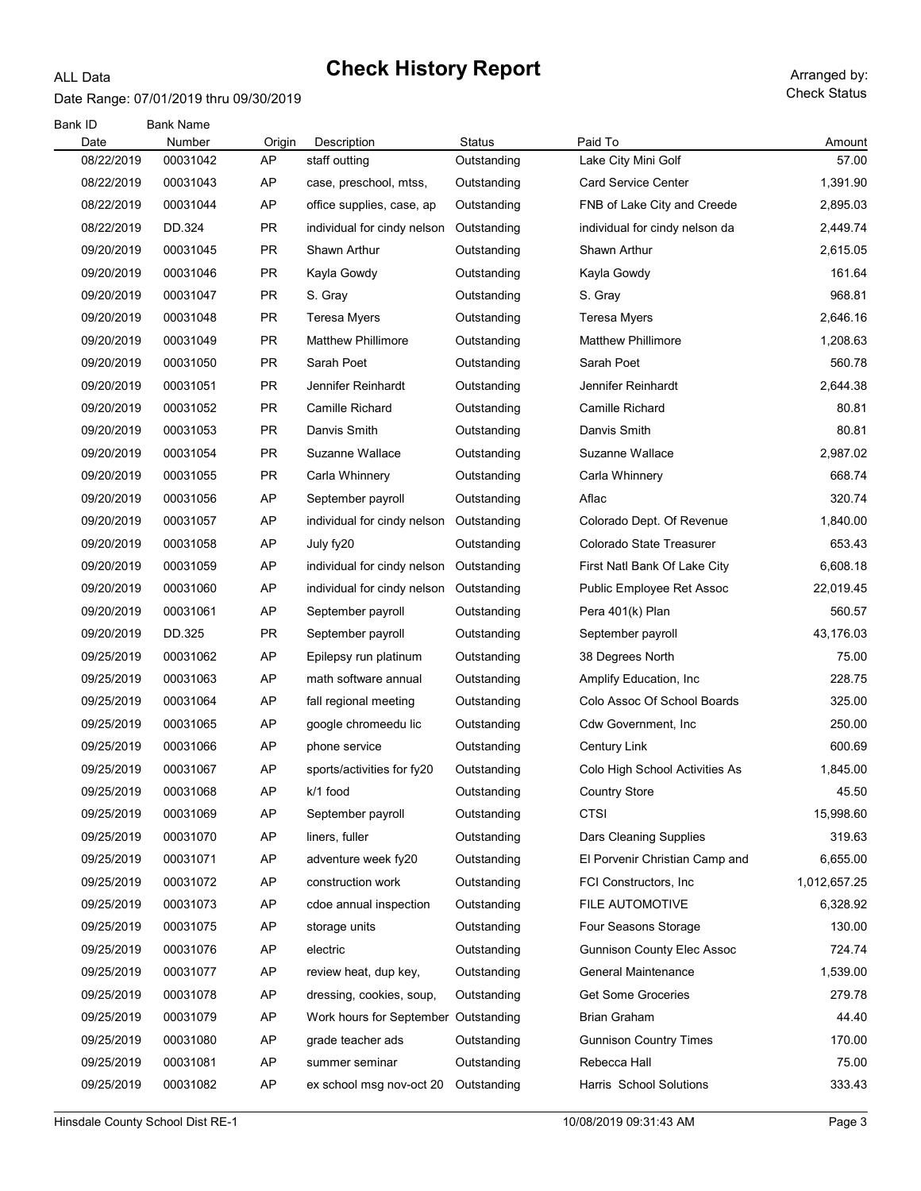ALL Data

# Check History Report

Date Range: 07/01/2019 thru 09/30/2019

Arranged by: Check Status

| Bank ID Date | Bank Name Number | Origin | Description | Status | Paid To | Amount |
|---|---|---|---|---|---|---|
| 08/22/2019 | 00031042 | AP | staff outting | Outstanding | Lake City Mini Golf | 57.00 |
| 08/22/2019 | 00031043 | AP | case, preschool, mtss, | Outstanding | Card Service Center | 1,391.90 |
| 08/22/2019 | 00031044 | AP | office supplies, case, ap | Outstanding | FNB of Lake City and Creede | 2,895.03 |
| 08/22/2019 | DD.324 | PR | individual for cindy nelson | Outstanding | individual for cindy nelson da | 2,449.74 |
| 09/20/2019 | 00031045 | PR | Shawn Arthur | Outstanding | Shawn Arthur | 2,615.05 |
| 09/20/2019 | 00031046 | PR | Kayla Gowdy | Outstanding | Kayla Gowdy | 161.64 |
| 09/20/2019 | 00031047 | PR | S. Gray | Outstanding | S. Gray | 968.81 |
| 09/20/2019 | 00031048 | PR | Teresa Myers | Outstanding | Teresa Myers | 2,646.16 |
| 09/20/2019 | 00031049 | PR | Matthew Phillimore | Outstanding | Matthew Phillimore | 1,208.63 |
| 09/20/2019 | 00031050 | PR | Sarah Poet | Outstanding | Sarah Poet | 560.78 |
| 09/20/2019 | 00031051 | PR | Jennifer Reinhardt | Outstanding | Jennifer Reinhardt | 2,644.38 |
| 09/20/2019 | 00031052 | PR | Camille Richard | Outstanding | Camille Richard | 80.81 |
| 09/20/2019 | 00031053 | PR | Danvis Smith | Outstanding | Danvis Smith | 80.81 |
| 09/20/2019 | 00031054 | PR | Suzanne Wallace | Outstanding | Suzanne Wallace | 2,987.02 |
| 09/20/2019 | 00031055 | PR | Carla Whinnery | Outstanding | Carla Whinnery | 668.74 |
| 09/20/2019 | 00031056 | AP | September payroll | Outstanding | Aflac | 320.74 |
| 09/20/2019 | 00031057 | AP | individual for cindy nelson | Outstanding | Colorado Dept. Of Revenue | 1,840.00 |
| 09/20/2019 | 00031058 | AP | July fy20 | Outstanding | Colorado State Treasurer | 653.43 |
| 09/20/2019 | 00031059 | AP | individual for cindy nelson | Outstanding | First Natl Bank Of Lake City | 6,608.18 |
| 09/20/2019 | 00031060 | AP | individual for cindy nelson | Outstanding | Public Employee Ret Assoc | 22,019.45 |
| 09/20/2019 | 00031061 | AP | September payroll | Outstanding | Pera 401(k) Plan | 560.57 |
| 09/20/2019 | DD.325 | PR | September payroll | Outstanding | September payroll | 43,176.03 |
| 09/25/2019 | 00031062 | AP | Epilepsy run platinum | Outstanding | 38 Degrees North | 75.00 |
| 09/25/2019 | 00031063 | AP | math software annual | Outstanding | Amplify Education, Inc | 228.75 |
| 09/25/2019 | 00031064 | AP | fall regional meeting | Outstanding | Colo Assoc Of School Boards | 325.00 |
| 09/25/2019 | 00031065 | AP | google chromeedu lic | Outstanding | Cdw Government, Inc | 250.00 |
| 09/25/2019 | 00031066 | AP | phone service | Outstanding | Century Link | 600.69 |
| 09/25/2019 | 00031067 | AP | sports/activities for fy20 | Outstanding | Colo High School Activities As | 1,845.00 |
| 09/25/2019 | 00031068 | AP | k/1 food | Outstanding | Country Store | 45.50 |
| 09/25/2019 | 00031069 | AP | September payroll | Outstanding | CTSI | 15,998.60 |
| 09/25/2019 | 00031070 | AP | liners, fuller | Outstanding | Dars Cleaning Supplies | 319.63 |
| 09/25/2019 | 00031071 | AP | adventure week fy20 | Outstanding | El Porvenir Christian Camp and | 6,655.00 |
| 09/25/2019 | 00031072 | AP | construction work | Outstanding | FCI Constructors, Inc | 1,012,657.25 |
| 09/25/2019 | 00031073 | AP | cdoe annual inspection | Outstanding | FILE AUTOMOTIVE | 6,328.92 |
| 09/25/2019 | 00031075 | AP | storage units | Outstanding | Four Seasons Storage | 130.00 |
| 09/25/2019 | 00031076 | AP | electric | Outstanding | Gunnison County Elec Assoc | 724.74 |
| 09/25/2019 | 00031077 | AP | review heat, dup key, | Outstanding | General Maintenance | 1,539.00 |
| 09/25/2019 | 00031078 | AP | dressing, cookies, soup, | Outstanding | Get Some Groceries | 279.78 |
| 09/25/2019 | 00031079 | AP | Work hours for September | Outstanding | Brian Graham | 44.40 |
| 09/25/2019 | 00031080 | AP | grade teacher ads | Outstanding | Gunnison Country Times | 170.00 |
| 09/25/2019 | 00031081 | AP | summer seminar | Outstanding | Rebecca Hall | 75.00 |
| 09/25/2019 | 00031082 | AP | ex school msg nov-oct 20 | Outstanding | Harris School Solutions | 333.43 |

Hinsdale County School Dist RE-1 10/08/2019 09:31:43 AM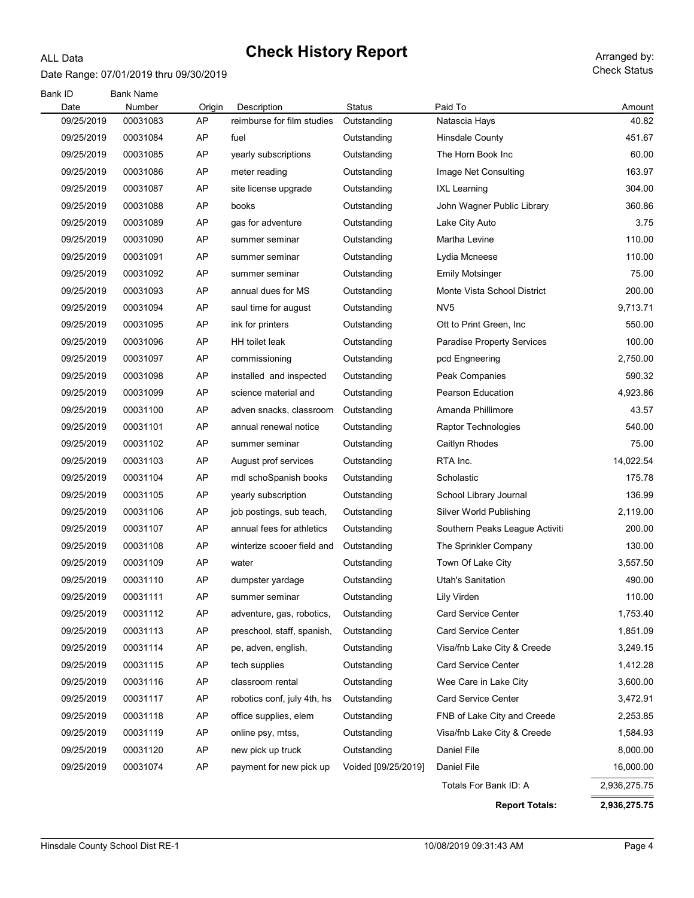ALL Data

# Check History Report

Date Range: 07/01/2019 thru 09/30/2019

Arranged by: Check Status

| Bank ID / Date | Bank Name / Number | Origin | Description | Status | Paid To | Amount |
|---|---|---|---|---|---|---|
| 09/25/2019 | 00031083 | AP | reimburse for film studies | Outstanding | Natascia Hays | 40.82 |
| 09/25/2019 | 00031084 | AP | fuel | Outstanding | Hinsdale County | 451.67 |
| 09/25/2019 | 00031085 | AP | yearly subscriptions | Outstanding | The Horn Book Inc | 60.00 |
| 09/25/2019 | 00031086 | AP | meter reading | Outstanding | Image Net Consulting | 163.97 |
| 09/25/2019 | 00031087 | AP | site license upgrade | Outstanding | IXL Learning | 304.00 |
| 09/25/2019 | 00031088 | AP | books | Outstanding | John Wagner Public Library | 360.86 |
| 09/25/2019 | 00031089 | AP | gas for adventure | Outstanding | Lake City Auto | 3.75 |
| 09/25/2019 | 00031090 | AP | summer seminar | Outstanding | Martha Levine | 110.00 |
| 09/25/2019 | 00031091 | AP | summer seminar | Outstanding | Lydia Mcneese | 110.00 |
| 09/25/2019 | 00031092 | AP | summer seminar | Outstanding | Emily Motsinger | 75.00 |
| 09/25/2019 | 00031093 | AP | annual dues for MS | Outstanding | Monte Vista School District | 200.00 |
| 09/25/2019 | 00031094 | AP | saul time for august | Outstanding | NV5 | 9,713.71 |
| 09/25/2019 | 00031095 | AP | ink for printers | Outstanding | Ott to Print Green, Inc | 550.00 |
| 09/25/2019 | 00031096 | AP | HH toilet leak | Outstanding | Paradise Property Services | 100.00 |
| 09/25/2019 | 00031097 | AP | commissioning | Outstanding | pcd Engneering | 2,750.00 |
| 09/25/2019 | 00031098 | AP | installed and inspected | Outstanding | Peak Companies | 590.32 |
| 09/25/2019 | 00031099 | AP | science material and | Outstanding | Pearson Education | 4,923.86 |
| 09/25/2019 | 00031100 | AP | adven snacks, classroom | Outstanding | Amanda Phillimore | 43.57 |
| 09/25/2019 | 00031101 | AP | annual renewal notice | Outstanding | Raptor Technologies | 540.00 |
| 09/25/2019 | 00031102 | AP | summer seminar | Outstanding | Caitlyn Rhodes | 75.00 |
| 09/25/2019 | 00031103 | AP | August prof services | Outstanding | RTA Inc. | 14,022.54 |
| 09/25/2019 | 00031104 | AP | mdl schoSpanish books | Outstanding | Scholastic | 175.78 |
| 09/25/2019 | 00031105 | AP | yearly subscription | Outstanding | School Library Journal | 136.99 |
| 09/25/2019 | 00031106 | AP | job postings, sub teach, | Outstanding | Silver World Publishing | 2,119.00 |
| 09/25/2019 | 00031107 | AP | annual fees for athletics | Outstanding | Southern Peaks League Activiti | 200.00 |
| 09/25/2019 | 00031108 | AP | winterize scooer field and | Outstanding | The Sprinkler Company | 130.00 |
| 09/25/2019 | 00031109 | AP | water | Outstanding | Town Of Lake City | 3,557.50 |
| 09/25/2019 | 00031110 | AP | dumpster yardage | Outstanding | Utah's Sanitation | 490.00 |
| 09/25/2019 | 00031111 | AP | summer seminar | Outstanding | Lily Virden | 110.00 |
| 09/25/2019 | 00031112 | AP | adventure, gas, robotics, | Outstanding | Card Service Center | 1,753.40 |
| 09/25/2019 | 00031113 | AP | preschool, staff, spanish, | Outstanding | Card Service Center | 1,851.09 |
| 09/25/2019 | 00031114 | AP | pe, adven, english, | Outstanding | Visa/fnb Lake City & Creede | 3,249.15 |
| 09/25/2019 | 00031115 | AP | tech supplies | Outstanding | Card Service Center | 1,412.28 |
| 09/25/2019 | 00031116 | AP | classroom rental | Outstanding | Wee Care in Lake City | 3,600.00 |
| 09/25/2019 | 00031117 | AP | robotics conf, july 4th, hs | Outstanding | Card Service Center | 3,472.91 |
| 09/25/2019 | 00031118 | AP | office supplies, elem | Outstanding | FNB of Lake City and Creede | 2,253.85 |
| 09/25/2019 | 00031119 | AP | online psy, mtss, | Outstanding | Visa/fnb Lake City & Creede | 1,584.93 |
| 09/25/2019 | 00031120 | AP | new pick up truck | Outstanding | Daniel File | 8,000.00 |
| 09/25/2019 | 00031074 | AP | payment for new pick up | Voided [09/25/2019] | Daniel File | 16,000.00 |
| | | | | | Totals For Bank ID: A | 2,936,275.75 |
| | | | | | **Report Totals:** | **2,936,275.75** |

Hinsdale County School Dist RE-1 — 10/08/2019 09:31:43 AM